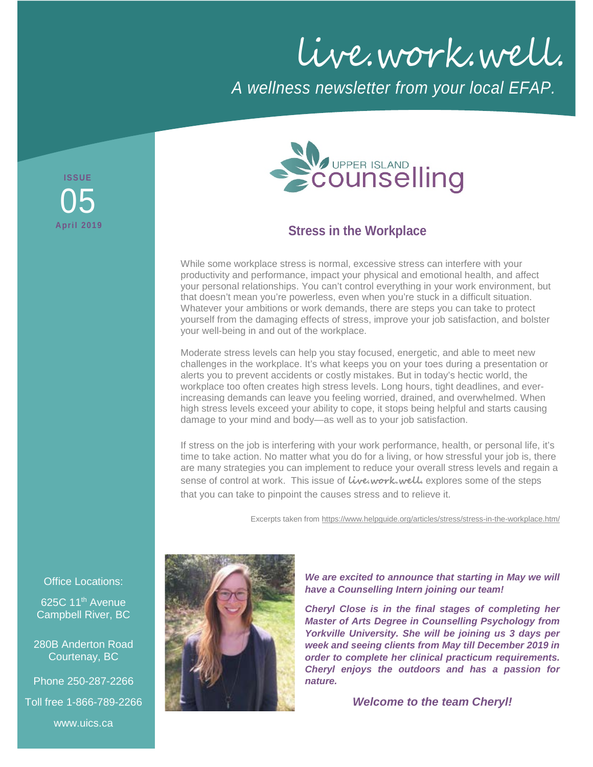# live.work.well.

*A wellness newsletter from your local EFAP.*

**ISSUE**
05
**April 2019**

UPPER ISLAND counselling

## Stress in the Workplace

While some workplace stress is normal, excessive stress can interfere with your productivity and performance, impact your physical and emotional health, and affect your personal relationships. You can't control everything in your work environment, but that doesn't mean you're powerless, even when you're stuck in a difficult situation. Whatever your ambitions or work demands, there are steps you can take to protect yourself from the damaging effects of stress, improve your job satisfaction, and bolster your well-being in and out of the workplace.

Moderate stress levels can help you stay focused, energetic, and able to meet new challenges in the workplace. It's what keeps you on your toes during a presentation or alerts you to prevent accidents or costly mistakes. But in today's hectic world, the workplace too often creates high stress levels. Long hours, tight deadlines, and ever-increasing demands can leave you feeling worried, drained, and overwhelmed. When high stress levels exceed your ability to cope, it stops being helpful and starts causing damage to your mind and body—as well as to your job satisfaction.

If stress on the job is interfering with your work performance, health, or personal life, it's time to take action. No matter what you do for a living, or how stressful your job is, there are many strategies you can implement to reduce your overall stress levels and regain a sense of control at work. This issue of live.work.well. explores some of the steps that you can take to pinpoint the causes stress and to relieve it.

Excerpts taken from https://www.helpguide.org/articles/stress/stress-in-the-workplace.htm/

***We are excited to announce that starting in May we will have a Counselling Intern joining our team!***

***Cheryl Close is in the final stages of completing her Master of Arts Degree in Counselling Psychology from Yorkville University. She will be joining us 3 days per week and seeing clients from May till December 2019 in order to complete her clinical practicum requirements. Cheryl enjoys the outdoors and has a passion for nature.***

***Welcome to the team Cheryl!***

Office Locations:

625C 11th Avenue
Campbell River, BC

280B Anderton Road
Courtenay, BC

Phone 250-287-2266

Toll free 1-866-789-2266

www.uics.ca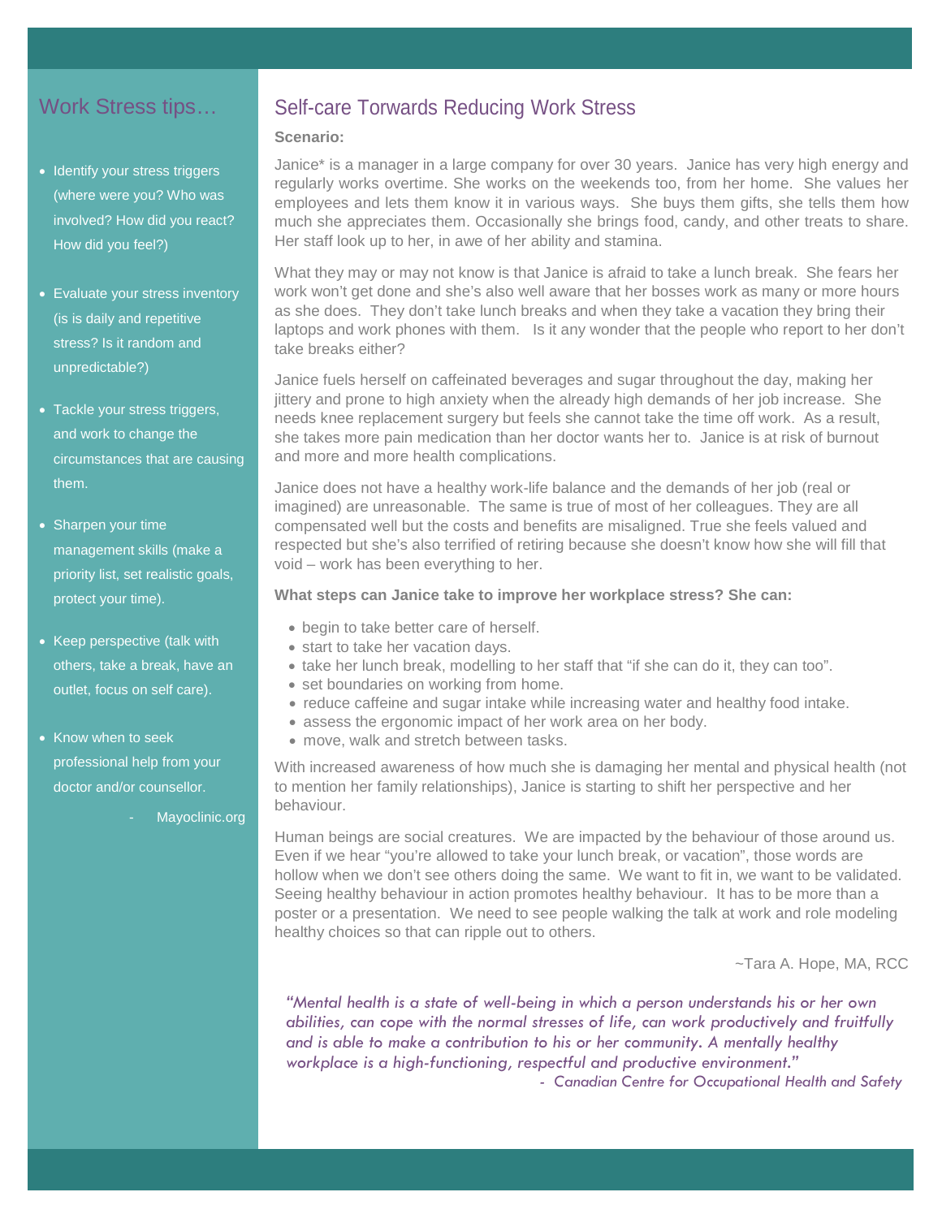## Work Stress tips…

- Identify your stress triggers (where were you? Who was involved? How did you react? How did you feel?)
- Evaluate your stress inventory (is is daily and repetitive stress? Is it random and unpredictable?)
- Tackle your stress triggers, and work to change the circumstances that are causing them.
- Sharpen your time management skills (make a priority list, set realistic goals, protect your time).
- Keep perspective (talk with others, take a break, have an outlet, focus on self care).
- Know when to seek professional help from your doctor and/or counsellor.

- Mayoclinic.org

## Self-care Towards Reducing Work Stress

**Scenario:**

Janice* is a manager in a large company for over 30 years. Janice has very high energy and regularly works overtime. She works on the weekends too, from her home. She values her employees and lets them know it in various ways. She buys them gifts, she tells them how much she appreciates them. Occasionally she brings food, candy, and other treats to share. Her staff look up to her, in awe of her ability and stamina.

What they may or may not know is that Janice is afraid to take a lunch break. She fears her work won't get done and she's also well aware that her bosses work as many or more hours as she does. They don't take lunch breaks and when they take a vacation they bring their laptops and work phones with them. Is it any wonder that the people who report to her don't take breaks either?

Janice fuels herself on caffeinated beverages and sugar throughout the day, making her jittery and prone to high anxiety when the already high demands of her job increase. She needs knee replacement surgery but feels she cannot take the time off work. As a result, she takes more pain medication than her doctor wants her to. Janice is at risk of burnout and more and more health complications.

Janice does not have a healthy work-life balance and the demands of her job (real or imagined) are unreasonable. The same is true of most of her colleagues. They are all compensated well but the costs and benefits are misaligned. True she feels valued and respected but she's also terrified of retiring because she doesn't know how she will fill that void – work has been everything to her.

**What steps can Janice take to improve her workplace stress? She can:**

- begin to take better care of herself.
- start to take her vacation days.
- take her lunch break, modelling to her staff that "if she can do it, they can too".
- set boundaries on working from home.
- reduce caffeine and sugar intake while increasing water and healthy food intake.
- assess the ergonomic impact of her work area on her body.
- move, walk and stretch between tasks.

With increased awareness of how much she is damaging her mental and physical health (not to mention her family relationships), Janice is starting to shift her perspective and her behaviour.

Human beings are social creatures. We are impacted by the behaviour of those around us. Even if we hear "you're allowed to take your lunch break, or vacation", those words are hollow when we don't see others doing the same. We want to fit in, we want to be validated. Seeing healthy behaviour in action promotes healthy behaviour. It has to be more than a poster or a presentation. We need to see people walking the talk at work and role modeling healthy choices so that can ripple out to others.

~Tara A. Hope, MA, RCC

*"Mental health is a state of well-being in which a person understands his or her own abilities, can cope with the normal stresses of life, can work productively and fruitfully and is able to make a contribution to his or her community. A mentally healthy workplace is a high-functioning, respectful and productive environment."*

*- Canadian Centre for Occupational Health and Safety*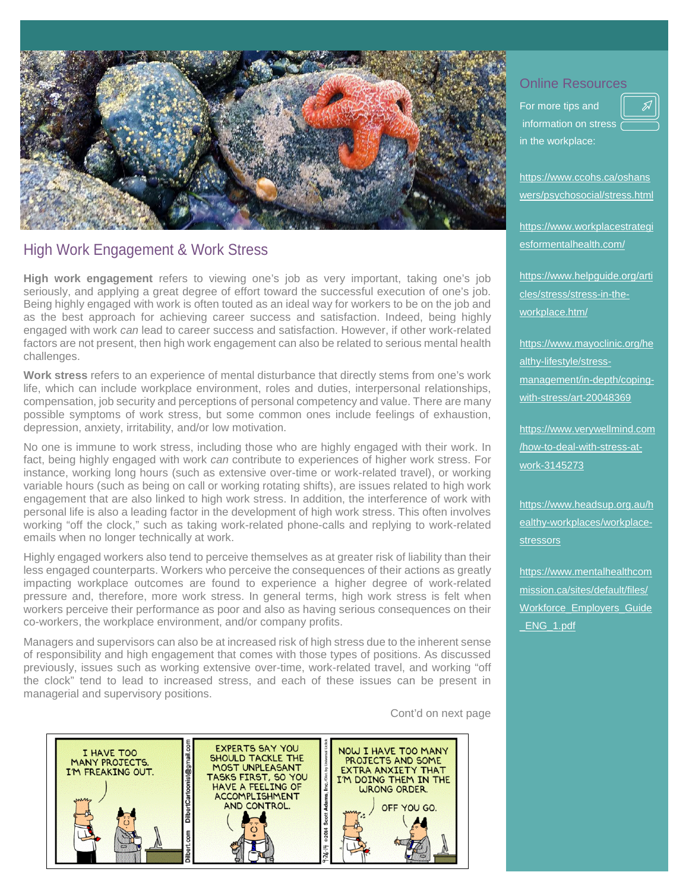## High Work Engagement & Work Stress

**High work engagement** refers to viewing one's job as very important, taking one's job seriously, and applying a great degree of effort toward the successful execution of one's job. Being highly engaged with work is often touted as an ideal way for workers to be on the job and as the best approach for achieving career success and satisfaction. Indeed, being highly engaged with work *can* lead to career success and satisfaction. However, if other work-related factors are not present, then high work engagement can also be related to serious mental health challenges.

**Work stress** refers to an experience of mental disturbance that directly stems from one's work life, which can include workplace environment, roles and duties, interpersonal relationships, compensation, job security and perceptions of personal competency and value. There are many possible symptoms of work stress, but some common ones include feelings of exhaustion, depression, anxiety, irritability, and/or low motivation.

No one is immune to work stress, including those who are highly engaged with their work. In fact, being highly engaged with work *can* contribute to experiences of higher work stress. For instance, working long hours (such as extensive over-time or work-related travel), or working variable hours (such as being on call or working rotating shifts), are issues related to high work engagement that are also linked to high work stress. In addition, the interference of work with personal life is also a leading factor in the development of high work stress. This often involves working "off the clock," such as taking work-related phone-calls and replying to work-related emails when no longer technically at work.

Highly engaged workers also tend to perceive themselves as at greater risk of liability than their less engaged counterparts. Workers who perceive the consequences of their actions as greatly impacting workplace outcomes are found to experience a higher degree of work-related pressure and, therefore, more work stress. In general terms, high work stress is felt when workers perceive their performance as poor and also as having serious consequences on their co-workers, the workplace environment, and/or company profits.

Managers and supervisors can also be at increased risk of high stress due to the inherent sense of responsibility and high engagement that comes with those types of positions. As discussed previously, issues such as working extensive over-time, work-related travel, and working "off the clock" tend to lead to increased stress, and each of these issues can be present in managerial and supervisory positions.

Cont'd on next page

### Online Resources

For more tips and information on stress in the workplace:

https://www.ccohs.ca/oshanswers/psychosocial/stress.html

https://www.workplacestrategiesformentalhealth.com/

https://www.helpguide.org/articles/stress/stress-in-the-workplace.htm/

https://www.mayoclinic.org/healthy-lifestyle/stress-management/in-depth/coping-with-stress/art-20048369

https://www.verywellmind.com/how-to-deal-with-stress-at-work-3145273

https://www.headsup.org.au/healthy-workplaces/workplace-stressors

https://www.mentalhealthcommission.ca/sites/default/files/Workforce_Employers_Guide_ENG_1.pdf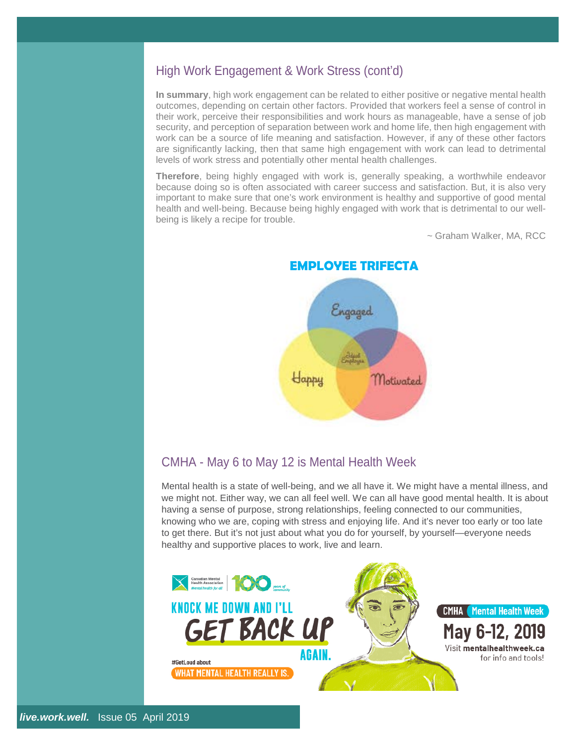## High Work Engagement & Work Stress (cont'd)

**In summary**, high work engagement can be related to either positive or negative mental health outcomes, depending on certain other factors. Provided that workers feel a sense of control in their work, perceive their responsibilities and work hours as manageable, have a sense of job security, and perception of separation between work and home life, then high engagement with work can be a source of life meaning and satisfaction. However, if any of these other factors are significantly lacking, then that same high engagement with work can lead to detrimental levels of work stress and potentially other mental health challenges.

**Therefore**, being highly engaged with work is, generally speaking, a worthwhile endeavor because doing so is often associated with career success and satisfaction. But, it is also very important to make sure that one's work environment is healthy and supportive of good mental health and well-being. Because being highly engaged with work that is detrimental to our well-being is likely a recipe for trouble.

~ Graham Walker, MA, RCC

EMPLOYEE TRIFECTA

Engaged

Ideal Employee

Happy

Motivated

## CMHA - May 6 to May 12 is Mental Health Week

Mental health is a state of well-being, and we all have it. We might have a mental illness, and we might not. Either way, we can all feel well. We can all have good mental health. It is about having a sense of purpose, strong relationships, feeling connected to our communities, knowing who we are, coping with stress and enjoying life. And it's never too early or too late to get there. But it's not just about what you do for yourself, by yourself—everyone needs healthy and supportive places to work, live and learn.

Canadian Mental Health Association *Mental health for all* 100 years of community

KNOCK ME DOWN AND I'LL GET BACK UP AGAIN.

#GetLoud about WHAT MENTAL HEALTH REALLY IS.

CMHA Mental Health Week

May 6-12, 2019

Visit **mentalhealthweek.ca** for info and tools!